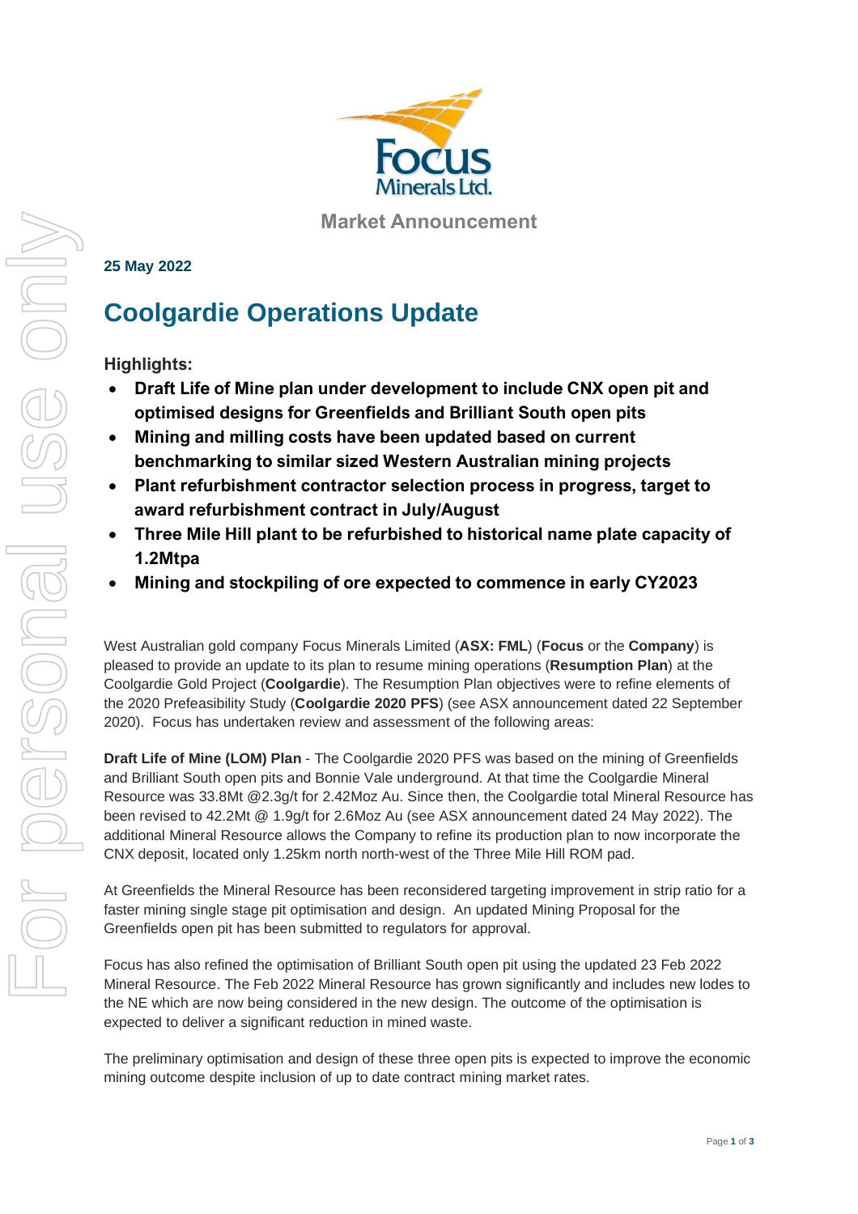Market Announcement

**25 May 2022**

# Coolgardie Operations Update

**Highlights:**

- **Draft Life of Mine plan under development to include CNX open pit and optimised designs for Greenfields and Brilliant South open pits**
- **Mining and milling costs have been updated based on current benchmarking to similar sized Western Australian mining projects**
- **Plant refurbishment contractor selection process in progress, target to award refurbishment contract in July/August**
- **Three Mile Hill plant to be refurbished to historical name plate capacity of 1.2Mtpa**
- **Mining and stockpiling of ore expected to commence in early CY2023**

West Australian gold company Focus Minerals Limited (**ASX: FML**) (**Focus** or the **Company**) is pleased to provide an update to its plan to resume mining operations (**Resumption Plan**) at the Coolgardie Gold Project (**Coolgardie**). The Resumption Plan objectives were to refine elements of the 2020 Prefeasibility Study (**Coolgardie 2020 PFS**) (see ASX announcement dated 22 September 2020). Focus has undertaken review and assessment of the following areas:

**Draft Life of Mine (LOM) Plan** - The Coolgardie 2020 PFS was based on the mining of Greenfields and Brilliant South open pits and Bonnie Vale underground. At that time the Coolgardie Mineral Resource was 33.8Mt @2.3g/t for 2.42Moz Au. Since then, the Coolgardie total Mineral Resource has been revised to 42.2Mt @ 1.9g/t for 2.6Moz Au (see ASX announcement dated 24 May 2022). The additional Mineral Resource allows the Company to refine its production plan to now incorporate the CNX deposit, located only 1.25km north north-west of the Three Mile Hill ROM pad.

At Greenfields the Mineral Resource has been reconsidered targeting improvement in strip ratio for a faster mining single stage pit optimisation and design. An updated Mining Proposal for the Greenfields open pit has been submitted to regulators for approval.

Focus has also refined the optimisation of Brilliant South open pit using the updated 23 Feb 2022 Mineral Resource. The Feb 2022 Mineral Resource has grown significantly and includes new lodes to the NE which are now being considered in the new design. The outcome of the optimisation is expected to deliver a significant reduction in mined waste.

The preliminary optimisation and design of these three open pits is expected to improve the economic mining outcome despite inclusion of up to date contract mining market rates.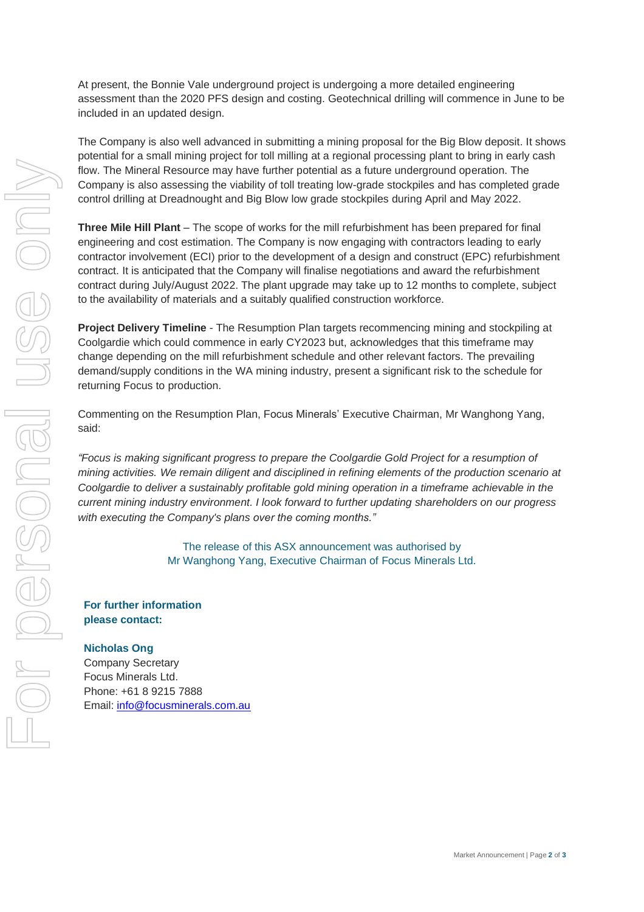At present, the Bonnie Vale underground project is undergoing a more detailed engineering assessment than the 2020 PFS design and costing. Geotechnical drilling will commence in June to be included in an updated design.

The Company is also well advanced in submitting a mining proposal for the Big Blow deposit. It shows potential for a small mining project for toll milling at a regional processing plant to bring in early cash flow. The Mineral Resource may have further potential as a future underground operation. The Company is also assessing the viability of toll treating low-grade stockpiles and has completed grade control drilling at Dreadnought and Big Blow low grade stockpiles during April and May 2022.

**Three Mile Hill Plant** – The scope of works for the mill refurbishment has been prepared for final engineering and cost estimation. The Company is now engaging with contractors leading to early contractor involvement (ECI) prior to the development of a design and construct (EPC) refurbishment contract. It is anticipated that the Company will finalise negotiations and award the refurbishment contract during July/August 2022. The plant upgrade may take up to 12 months to complete, subject to the availability of materials and a suitably qualified construction workforce.

**Project Delivery Timeline** - The Resumption Plan targets recommencing mining and stockpiling at Coolgardie which could commence in early CY2023 but, acknowledges that this timeframe may change depending on the mill refurbishment schedule and other relevant factors. The prevailing demand/supply conditions in the WA mining industry, present a significant risk to the schedule for returning Focus to production.

Commenting on the Resumption Plan, Focus Minerals' Executive Chairman, Mr Wanghong Yang, said:

*"Focus is making significant progress to prepare the Coolgardie Gold Project for a resumption of mining activities. We remain diligent and disciplined in refining elements of the production scenario at Coolgardie to deliver a sustainably profitable gold mining operation in a timeframe achievable in the current mining industry environment. I look forward to further updating shareholders on our progress with executing the Company's plans over the coming months."*

The release of this ASX announcement was authorised by
Mr Wanghong Yang, Executive Chairman of Focus Minerals Ltd.

**For further information please contact:**

**Nicholas Ong**
Company Secretary
Focus Minerals Ltd.
Phone: +61 8 9215 7888
Email: info@focusminerals.com.au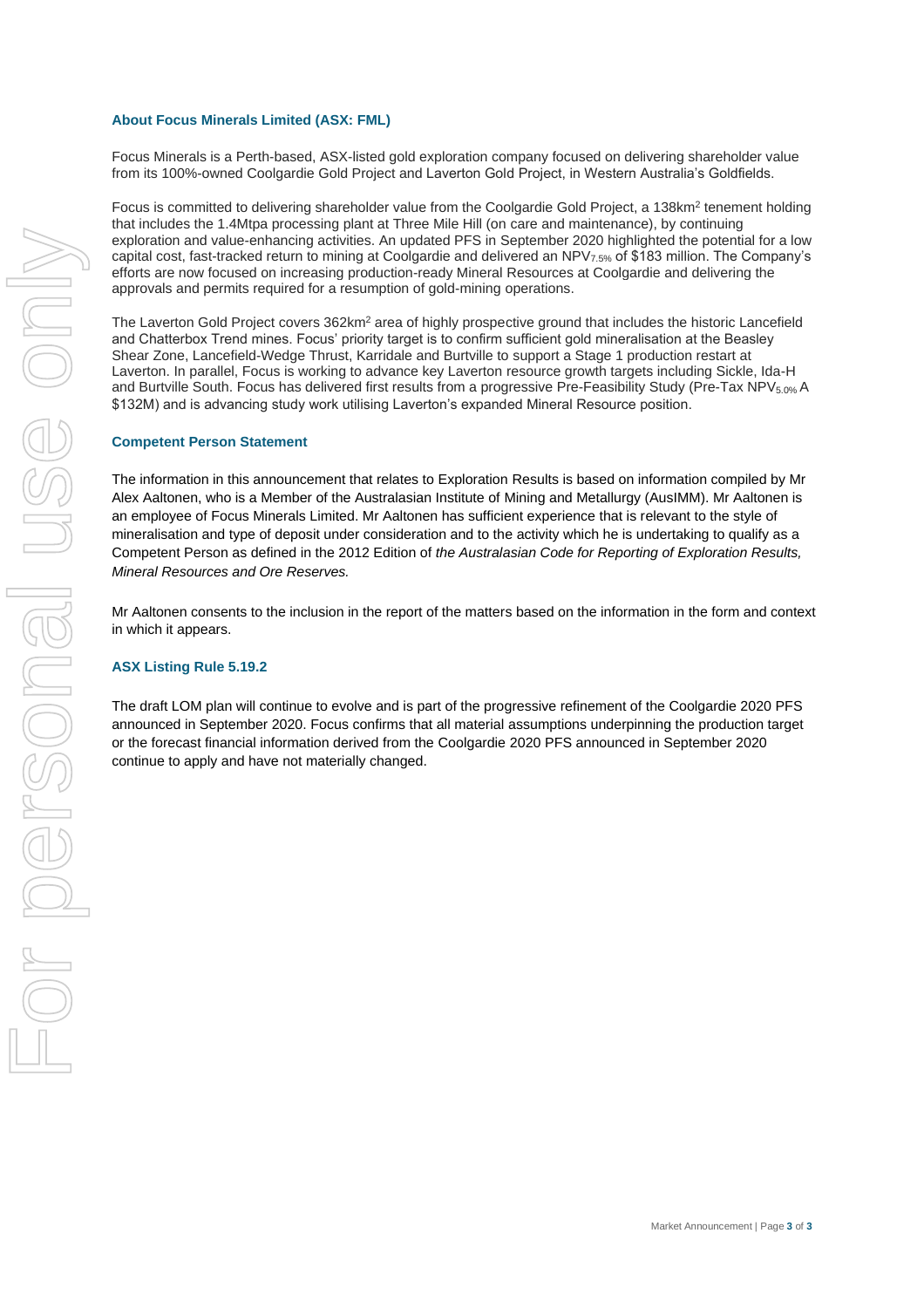### About Focus Minerals Limited (ASX: FML)

Focus Minerals is a Perth-based, ASX-listed gold exploration company focused on delivering shareholder value from its 100%-owned Coolgardie Gold Project and Laverton Gold Project, in Western Australia's Goldfields.

Focus is committed to delivering shareholder value from the Coolgardie Gold Project, a 138km$^2$ tenement holding that includes the 1.4Mtpa processing plant at Three Mile Hill (on care and maintenance), by continuing exploration and value-enhancing activities. An updated PFS in September 2020 highlighted the potential for a low capital cost, fast-tracked return to mining at Coolgardie and delivered an $NPV_{7.5\%}$ of $183 million. The Company's efforts are now focused on increasing production-ready Mineral Resources at Coolgardie and delivering the approvals and permits required for a resumption of gold-mining operations.

The Laverton Gold Project covers 362km$^2$ area of highly prospective ground that includes the historic Lancefield and Chatterbox Trend mines. Focus' priority target is to confirm sufficient gold mineralisation at the Beasley Shear Zone, Lancefield-Wedge Thrust, Karridale and Burtville to support a Stage 1 production restart at Laverton. In parallel, Focus is working to advance key Laverton resource growth targets including Sickle, Ida-H and Burtville South. Focus has delivered first results from a progressive Pre-Feasibility Study (Pre-Tax $NPV_{5.0\%}$ A $132M) and is advancing study work utilising Laverton's expanded Mineral Resource position.

### Competent Person Statement

The information in this announcement that relates to Exploration Results is based on information compiled by Mr Alex Aaltonen, who is a Member of the Australasian Institute of Mining and Metallurgy (AusIMM). Mr Aaltonen is an employee of Focus Minerals Limited. Mr Aaltonen has sufficient experience that is relevant to the style of mineralisation and type of deposit under consideration and to the activity which he is undertaking to qualify as a Competent Person as defined in the 2012 Edition of *the Australasian Code for Reporting of Exploration Results, Mineral Resources and Ore Reserves.*

Mr Aaltonen consents to the inclusion in the report of the matters based on the information in the form and context in which it appears.

### ASX Listing Rule 5.19.2

The draft LOM plan will continue to evolve and is part of the progressive refinement of the Coolgardie 2020 PFS announced in September 2020. Focus confirms that all material assumptions underpinning the production target or the forecast financial information derived from the Coolgardie 2020 PFS announced in September 2020 continue to apply and have not materially changed.